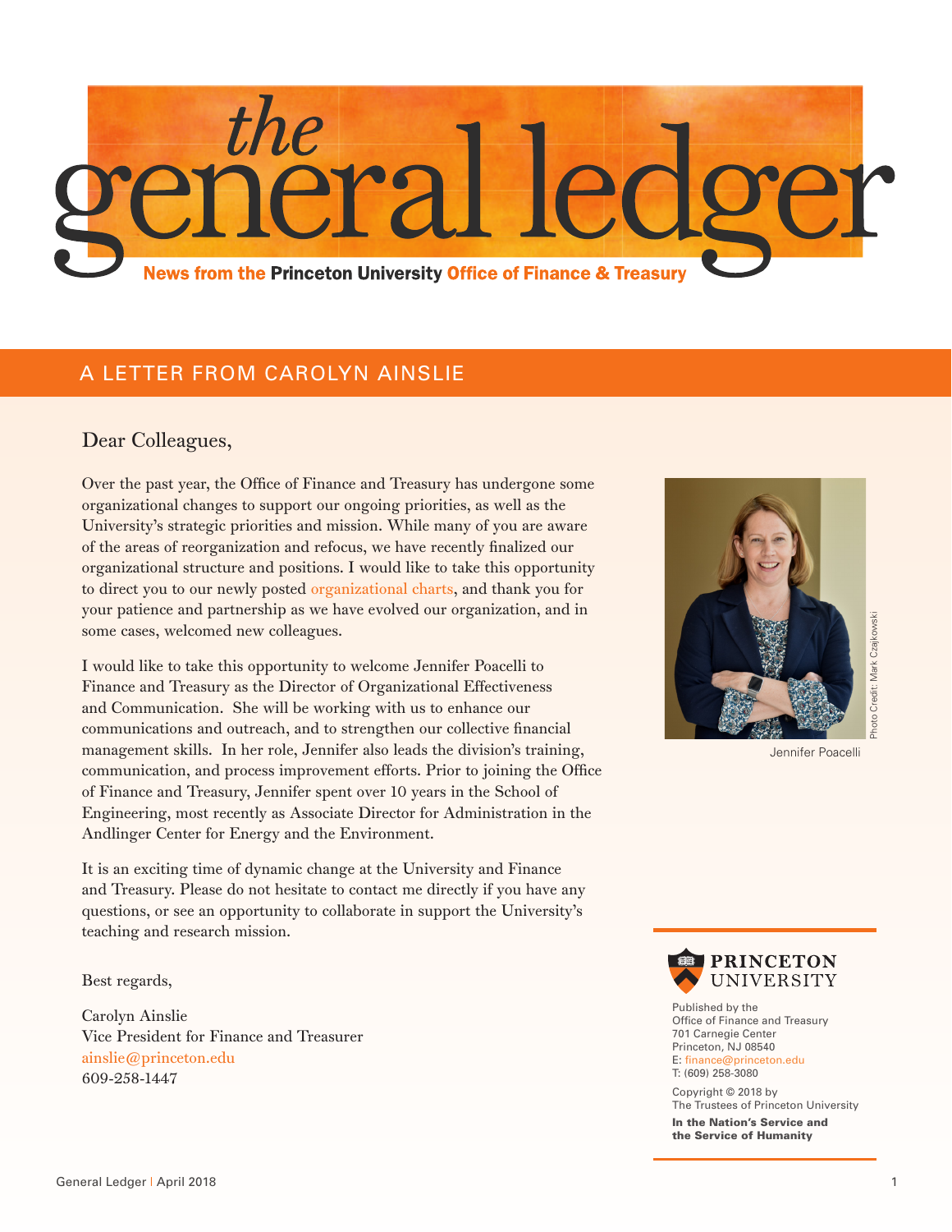# the general ledger

**News from the Princeton University Office of Finance & Treasury**

## A LETTER FROM CAROLYN AINSLIE

Dear Colleagues,

Over the past year, the Office of Finance and Treasury has undergone some organizational changes to support our ongoing priorities, as well as the University's strategic priorities and mission. While many of you are aware of the areas of reorganization and refocus, we have recently finalized our organizational structure and positions. I would like to take this opportunity to direct you to our newly posted organizational charts, and thank you for your patience and partnership as we have evolved our organization, and in some cases, welcomed new colleagues.

I would like to take this opportunity to welcome Jennifer Poacelli to Finance and Treasury as the Director of Organizational Effectiveness and Communication. She will be working with us to enhance our communications and outreach, and to strengthen our collective financial management skills. In her role, Jennifer also leads the division's training, communication, and process improvement efforts. Prior to joining the Office of Finance and Treasury, Jennifer spent over 10 years in the School of Engineering, most recently as Associate Director for Administration in the Andlinger Center for Energy and the Environment.

Photo Credit: Mark Czajkowski

Jennifer Poacelli

It is an exciting time of dynamic change at the University and Finance and Treasury. Please do not hesitate to contact me directly if you have any questions, or see an opportunity to collaborate in support the University's teaching and research mission.

Best regards,

Carolyn Ainslie
Vice President for Finance and Treasurer
ainslie@princeton.edu
609-258-1447

---

PRINCETON UNIVERSITY

Published by the
Office of Finance and Treasury
701 Carnegie Center
Princeton, NJ 08540
E: finance@princeton.edu
T: (609) 258-3080

Copyright © 2018 by
The Trustees of Princeton University

**In the Nation's Service and the Service of Humanity**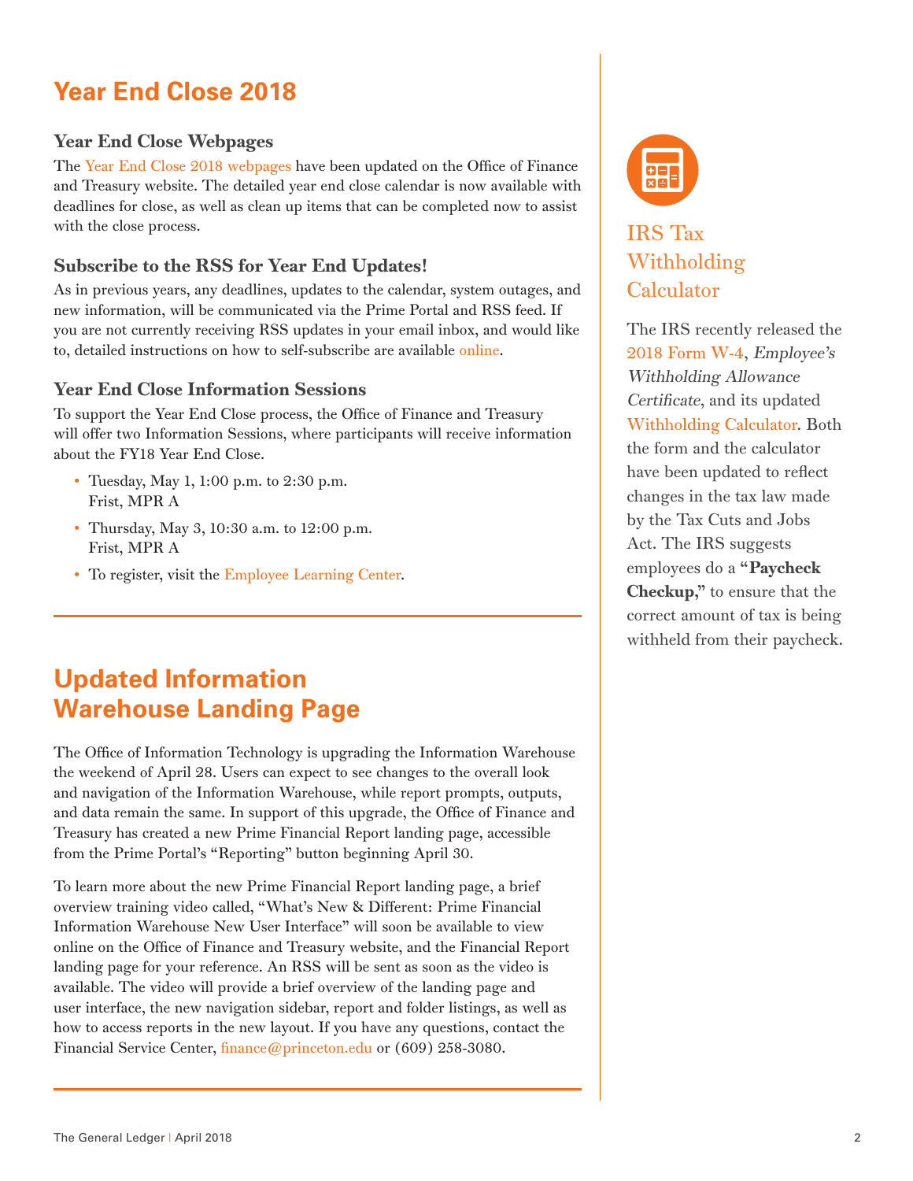# Year End Close 2018

### Year End Close Webpages

The Year End Close 2018 webpages have been updated on the Office of Finance and Treasury website. The detailed year end close calendar is now available with deadlines for close, as well as clean up items that can be completed now to assist with the close process.

### Subscribe to the RSS for Year End Updates!

As in previous years, any deadlines, updates to the calendar, system outages, and new information, will be communicated via the Prime Portal and RSS feed. If you are not currently receiving RSS updates in your email inbox, and would like to, detailed instructions on how to self-subscribe are available online.

### Year End Close Information Sessions

To support the Year End Close process, the Office of Finance and Treasury will offer two Information Sessions, where participants will receive information about the FY18 Year End Close.

- Tuesday, May 1, 1:00 p.m. to 2:30 p.m.
  Frist, MPR A
- Thursday, May 3, 10:30 a.m. to 12:00 p.m.
  Frist, MPR A
- To register, visit the Employee Learning Center.

# Updated Information Warehouse Landing Page

The Office of Information Technology is upgrading the Information Warehouse the weekend of April 28. Users can expect to see changes to the overall look and navigation of the Information Warehouse, while report prompts, outputs, and data remain the same. In support of this upgrade, the Office of Finance and Treasury has created a new Prime Financial Report landing page, accessible from the Prime Portal's "Reporting" button beginning April 30.

To learn more about the new Prime Financial Report landing page, a brief overview training video called, "What's New & Different: Prime Financial Information Warehouse New User Interface" will soon be available to view online on the Office of Finance and Treasury website, and the Financial Report landing page for your reference. An RSS will be sent as soon as the video is available. The video will provide a brief overview of the landing page and user interface, the new navigation sidebar, report and folder listings, as well as how to access reports in the new layout. If you have any questions, contact the Financial Service Center, finance@princeton.edu or (609) 258-3080.

## IRS Tax Withholding Calculator

The IRS recently released the 2018 Form W-4, *Employee's Withholding Allowance Certificate*, and its updated Withholding Calculator. Both the form and the calculator have been updated to reflect changes in the tax law made by the Tax Cuts and Jobs Act. The IRS suggests employees do a **"Paycheck Checkup,"** to ensure that the correct amount of tax is being withheld from their paycheck.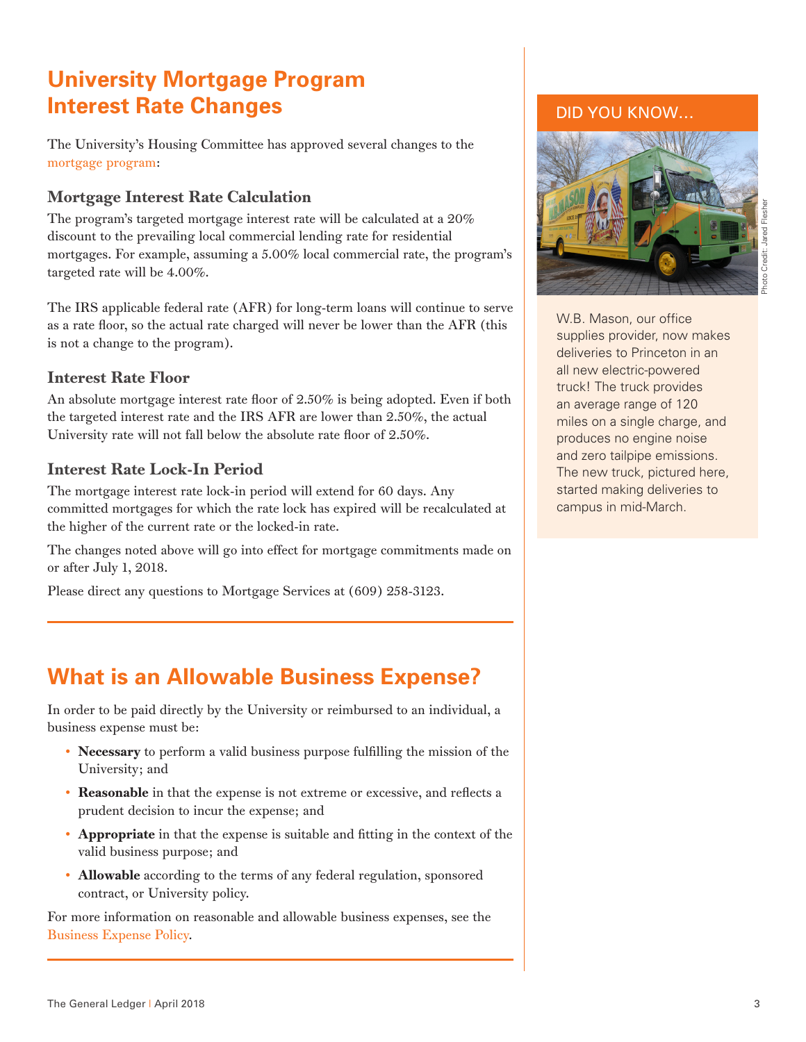## University Mortgage Program Interest Rate Changes

The University's Housing Committee has approved several changes to the mortgage program:

### Mortgage Interest Rate Calculation

The program's targeted mortgage interest rate will be calculated at a 20% discount to the prevailing local commercial lending rate for residential mortgages. For example, assuming a 5.00% local commercial rate, the program's targeted rate will be 4.00%.

The IRS applicable federal rate (AFR) for long-term loans will continue to serve as a rate floor, so the actual rate charged will never be lower than the AFR (this is not a change to the program).

### Interest Rate Floor

An absolute mortgage interest rate floor of 2.50% is being adopted. Even if both the targeted interest rate and the IRS AFR are lower than 2.50%, the actual University rate will not fall below the absolute rate floor of 2.50%.

### Interest Rate Lock-In Period

The mortgage interest rate lock-in period will extend for 60 days. Any committed mortgages for which the rate lock has expired will be recalculated at the higher of the current rate or the locked-in rate.

The changes noted above will go into effect for mortgage commitments made on or after July 1, 2018.

Please direct any questions to Mortgage Services at (609) 258-3123.

## What is an Allowable Business Expense?

In order to be paid directly by the University or reimbursed to an individual, a business expense must be:

- **Necessary** to perform a valid business purpose fulfilling the mission of the University; and
- **Reasonable** in that the expense is not extreme or excessive, and reflects a prudent decision to incur the expense; and
- **Appropriate** in that the expense is suitable and fitting in the context of the valid business purpose; and
- **Allowable** according to the terms of any federal regulation, sponsored contract, or University policy.

For more information on reasonable and allowable business expenses, see the Business Expense Policy.

### DID YOU KNOW...

Photo Credit: Jared Flesher

W.B. Mason, our office supplies provider, now makes deliveries to Princeton in an all new electric-powered truck! The truck provides an average range of 120 miles on a single charge, and produces no engine noise and zero tailpipe emissions. The new truck, pictured here, started making deliveries to campus in mid-March.